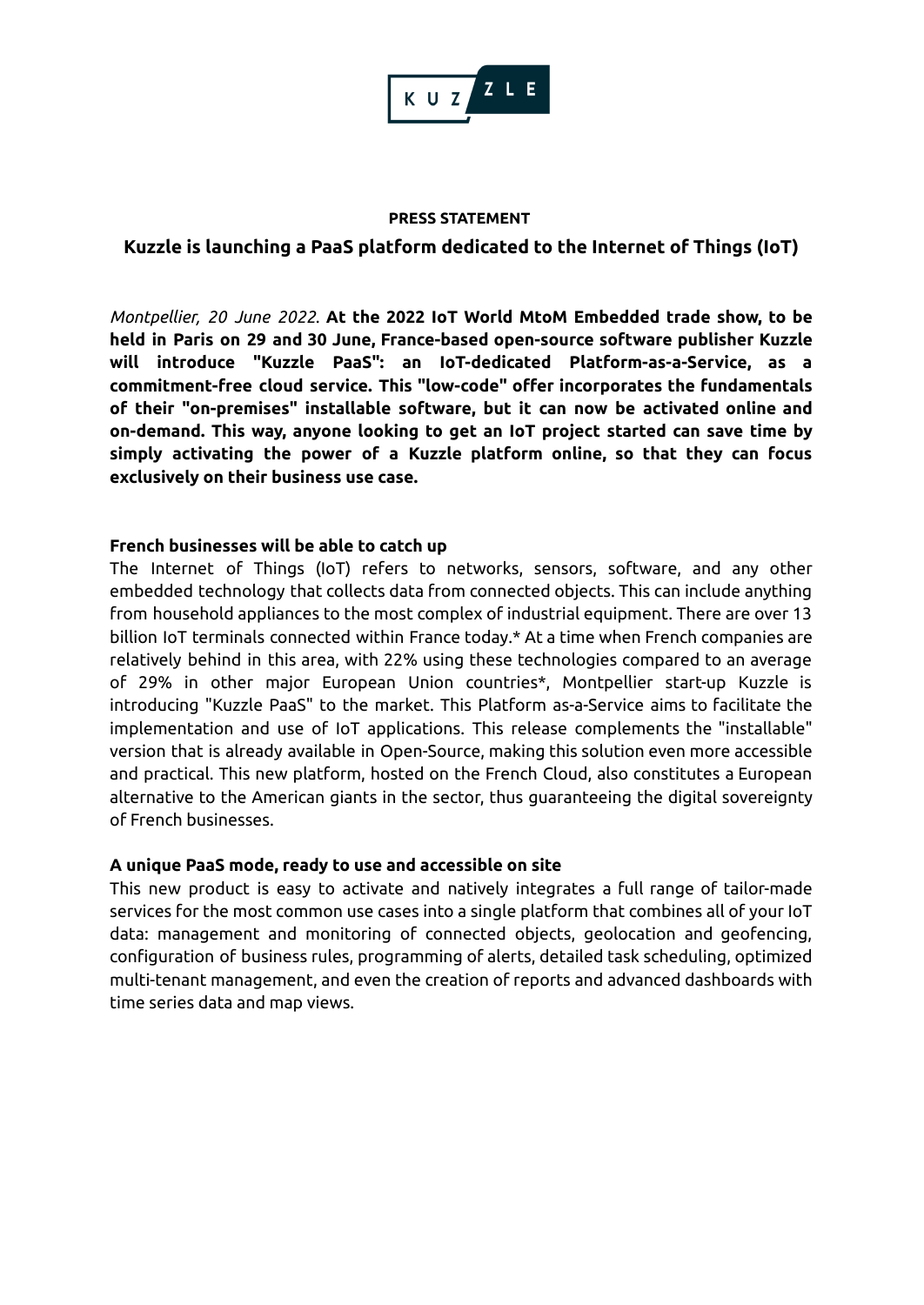KUZZLE

**PRESS STATEMENT**

## Kuzzle is launching a PaaS platform dedicated to the Internet of Things (IoT)

*Montpellier, 20 June 2022.* **At the 2022 IoT World MtoM Embedded trade show, to be held in Paris on 29 and 30 June, France-based open-source software publisher Kuzzle will introduce "Kuzzle PaaS": an IoT-dedicated Platform-as-a-Service, as a commitment-free cloud service. This "low-code" offer incorporates the fundamentals of their "on-premises" installable software, but it can now be activated online and on-demand. This way, anyone looking to get an IoT project started can save time by simply activating the power of a Kuzzle platform online, so that they can focus exclusively on their business use case.**

### French businesses will be able to catch up

The Internet of Things (IoT) refers to networks, sensors, software, and any other embedded technology that collects data from connected objects. This can include anything from household appliances to the most complex of industrial equipment. There are over 13 billion IoT terminals connected within France today.* At a time when French companies are relatively behind in this area, with 22% using these technologies compared to an average of 29% in other major European Union countries*, Montpellier start-up Kuzzle is introducing "Kuzzle PaaS" to the market. This Platform as-a-Service aims to facilitate the implementation and use of IoT applications. This release complements the "installable" version that is already available in Open-Source, making this solution even more accessible and practical. This new platform, hosted on the French Cloud, also constitutes a European alternative to the American giants in the sector, thus guaranteeing the digital sovereignty of French businesses.

### A unique PaaS mode, ready to use and accessible on site

This new product is easy to activate and natively integrates a full range of tailor-made services for the most common use cases into a single platform that combines all of your IoT data: management and monitoring of connected objects, geolocation and geofencing, configuration of business rules, programming of alerts, detailed task scheduling, optimized multi-tenant management, and even the creation of reports and advanced dashboards with time series data and map views.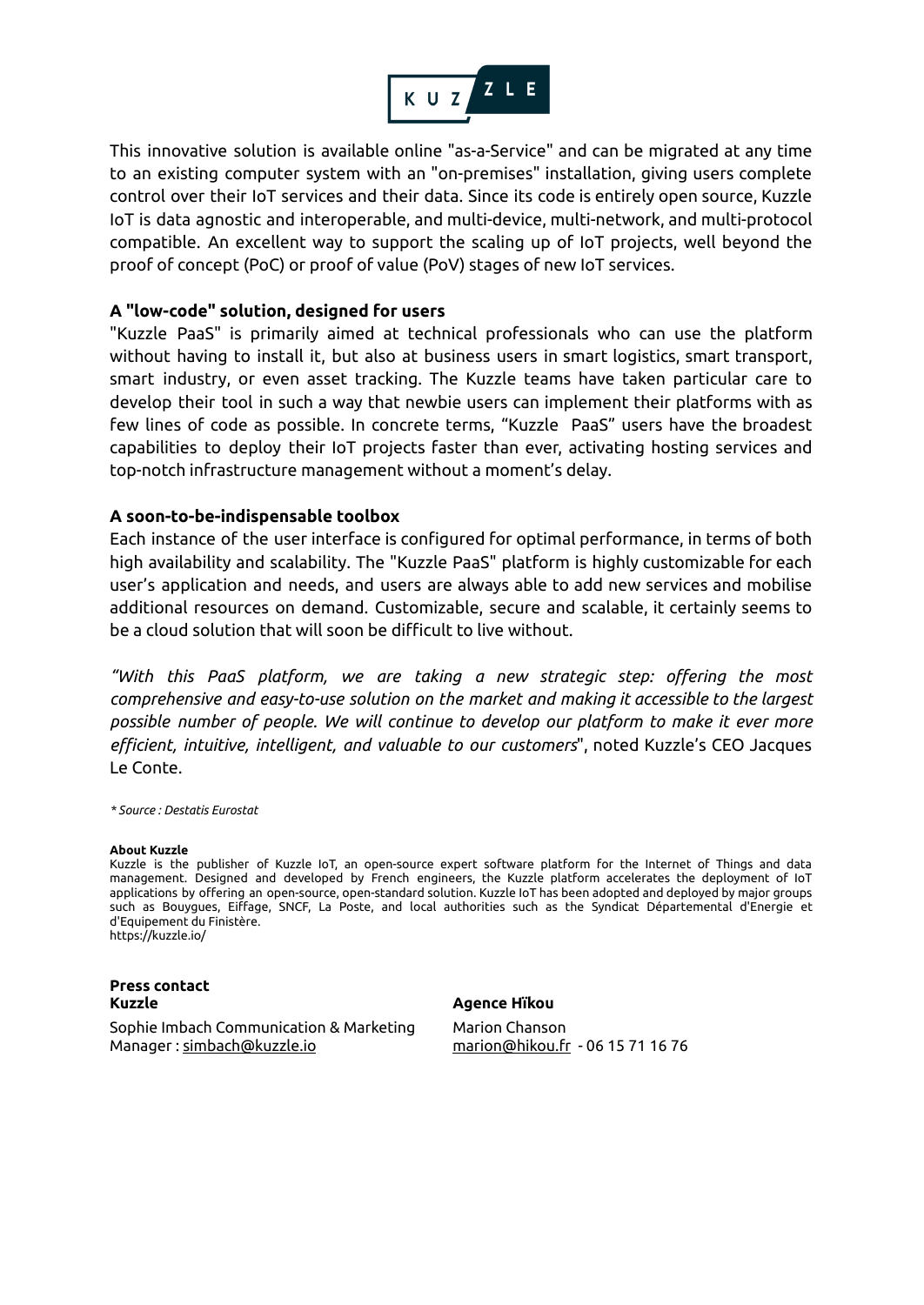This innovative solution is available online "as-a-Service" and can be migrated at any time to an existing computer system with an "on-premises" installation, giving users complete control over their IoT services and their data. Since its code is entirely open source, Kuzzle IoT is data agnostic and interoperable, and multi-device, multi-network, and multi-protocol compatible. An excellent way to support the scaling up of IoT projects, well beyond the proof of concept (PoC) or proof of value (PoV) stages of new IoT services.

**A "low-code" solution, designed for users**

"Kuzzle PaaS" is primarily aimed at technical professionals who can use the platform without having to install it, but also at business users in smart logistics, smart transport, smart industry, or even asset tracking. The Kuzzle teams have taken particular care to develop their tool in such a way that newbie users can implement their platforms with as few lines of code as possible. In concrete terms, "Kuzzle PaaS" users have the broadest capabilities to deploy their IoT projects faster than ever, activating hosting services and top-notch infrastructure management without a moment's delay.

**A soon-to-be-indispensable toolbox**

Each instance of the user interface is configured for optimal performance, in terms of both high availability and scalability. The "Kuzzle PaaS" platform is highly customizable for each user's application and needs, and users are always able to add new services and mobilise additional resources on demand. Customizable, secure and scalable, it certainly seems to be a cloud solution that will soon be difficult to live without.

*"With this PaaS platform, we are taking a new strategic step: offering the most comprehensive and easy-to-use solution on the market and making it accessible to the largest possible number of people. We will continue to develop our platform to make it ever more efficient, intuitive, intelligent, and valuable to our customers*", noted Kuzzle's CEO Jacques Le Conte.

*\* Source : Destatis Eurostat*

**About Kuzzle**

Kuzzle is the publisher of Kuzzle IoT, an open-source expert software platform for the Internet of Things and data management. Designed and developed by French engineers, the Kuzzle platform accelerates the deployment of IoT applications by offering an open-source, open-standard solution. Kuzzle IoT has been adopted and deployed by major groups such as Bouygues, Eiffage, SNCF, La Poste, and local authorities such as the Syndicat Départemental d'Energie et d'Equipement du Finistère.
https://kuzzle.io/

**Press contact**

**Kuzzle**

Sophie Imbach Communication & Marketing Manager : simbach@kuzzle.io

**Agence Hïkou**

Marion Chanson
marion@hikou.fr - 06 15 71 16 76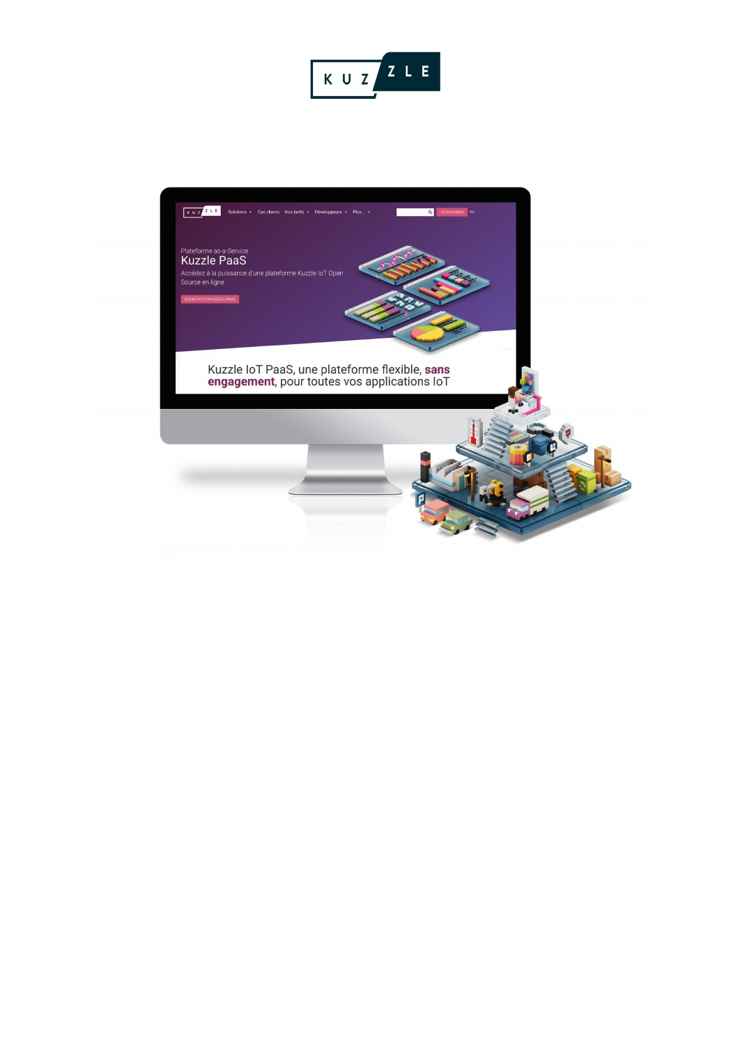KUZZLE

Plateforme as-a-Service

Kuzzle PaaS

Accédez à la puissance d'une plateforme Kuzzle IoT Open Source en ligne

SOUSCRIPTION KUZZLE PAAS

Kuzzle IoT PaaS, une plateforme flexible, **sans engagement**, pour toutes vos applications IoT